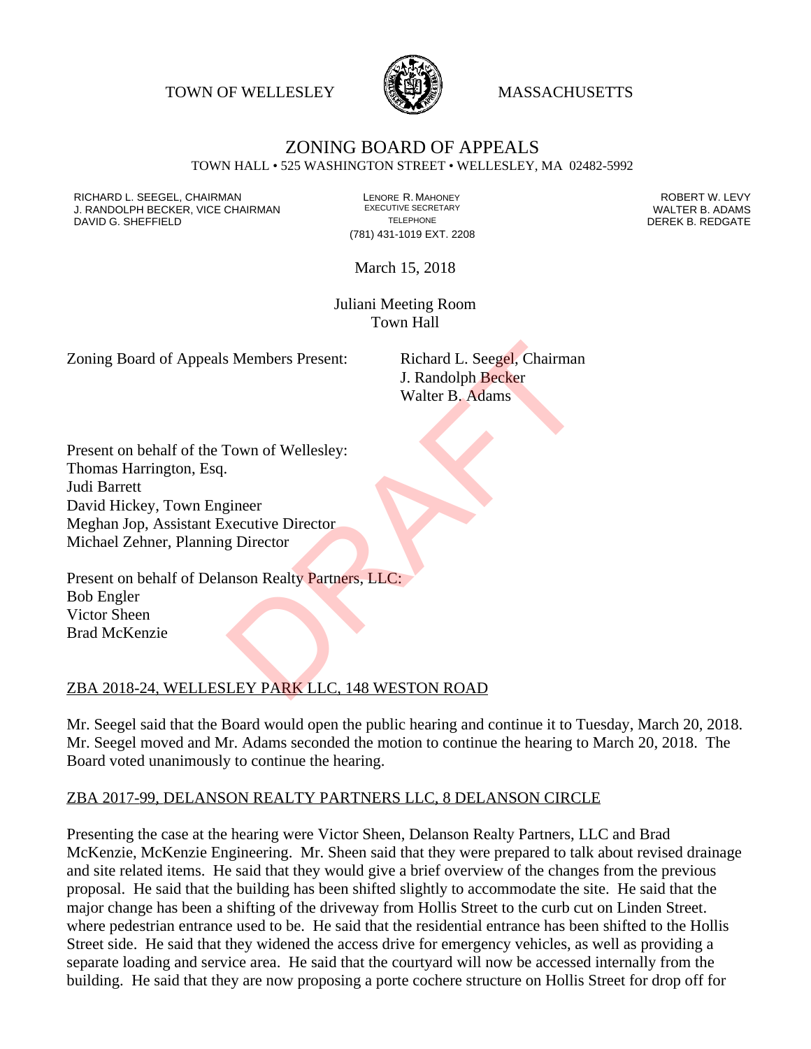TOWN OF WELLESLEY MASSACHUSETTS

# ZONING BOARD OF APPEALS

TOWN HALL • 525 WASHINGTON STREET • WELLESLEY, MA 02482-5992

RICHARD L. SEEGEL, CHAIRMAN
J. RANDOLPH BECKER, VICE CHAIRMAN
DAVID G. SHEFFIELD

LENORE R. MAHONEY
EXECUTIVE SECRETARY
TELEPHONE
(781) 431-1019 EXT. 2208

ROBERT W. LEVY
WALTER B. ADAMS
DEREK B. REDGATE

March 15, 2018

Juliani Meeting Room
Town Hall

Zoning Board of Appeals Members Present: Richard L. Seegel, Chairman
J. Randolph Becker
Walter B. Adams

Present on behalf of the Town of Wellesley:
Thomas Harrington, Esq.
Judi Barrett
David Hickey, Town Engineer
Meghan Jop, Assistant Executive Director
Michael Zehner, Planning Director

Present on behalf of Delanson Realty Partners, LLC:
Bob Engler
Victor Sheen
Brad McKenzie

## ZBA 2018-24, WELLESLEY PARK LLC, 148 WESTON ROAD

Mr. Seegel said that the Board would open the public hearing and continue it to Tuesday, March 20, 2018. Mr. Seegel moved and Mr. Adams seconded the motion to continue the hearing to March 20, 2018. The Board voted unanimously to continue the hearing.

## ZBA 2017-99, DELANSON REALTY PARTNERS LLC, 8 DELANSON CIRCLE

Presenting the case at the hearing were Victor Sheen, Delanson Realty Partners, LLC and Brad McKenzie, McKenzie Engineering. Mr. Sheen said that they were prepared to talk about revised drainage and site related items. He said that they would give a brief overview of the changes from the previous proposal. He said that the building has been shifted slightly to accommodate the site. He said that the major change has been a shifting of the driveway from Hollis Street to the curb cut on Linden Street. where pedestrian entrance used to be. He said that the residential entrance has been shifted to the Hollis Street side. He said that they widened the access drive for emergency vehicles, as well as providing a separate loading and service area. He said that the courtyard will now be accessed internally from the building. He said that they are now proposing a porte cochere structure on Hollis Street for drop off for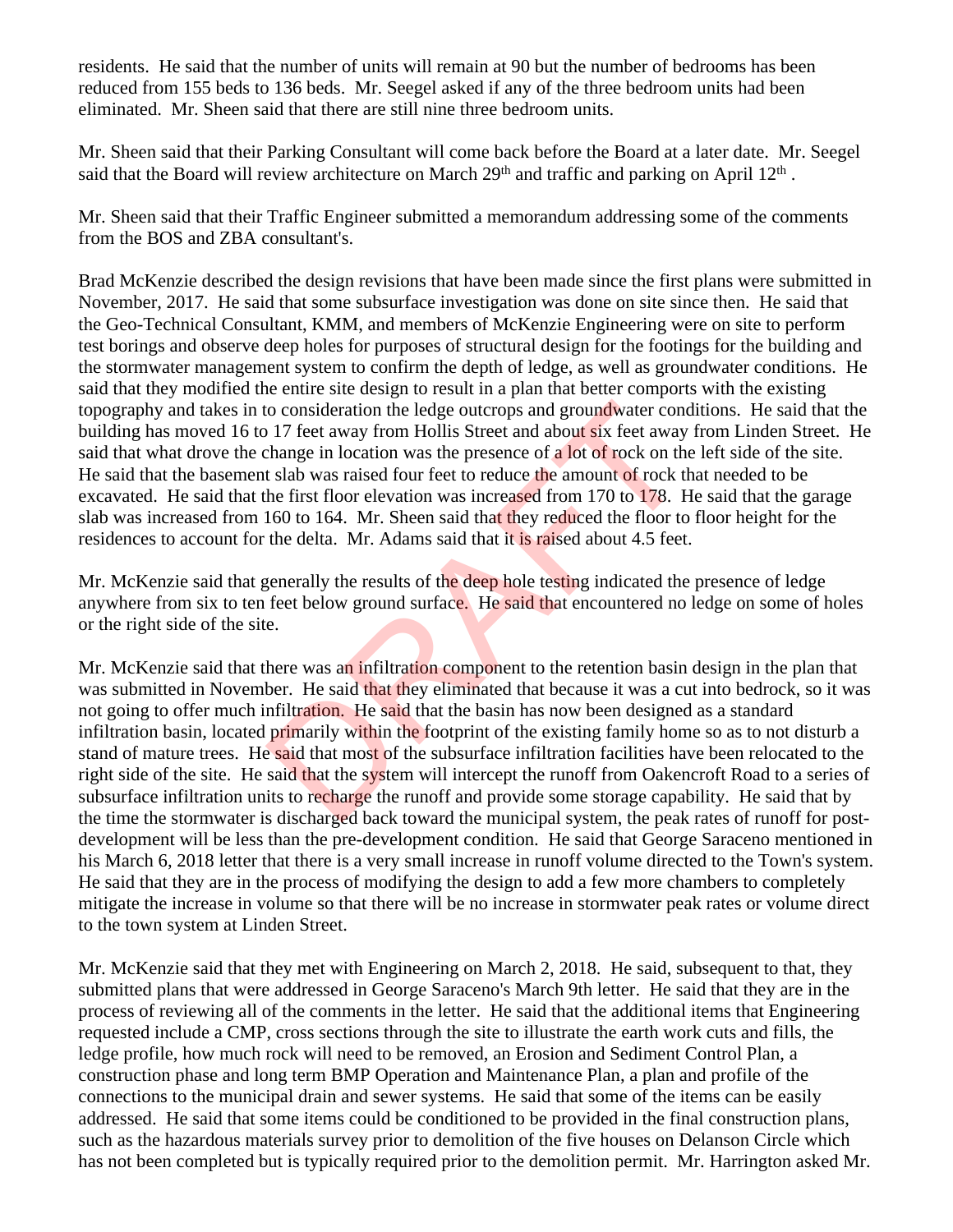residents. He said that the number of units will remain at 90 but the number of bedrooms has been reduced from 155 beds to 136 beds. Mr. Seegel asked if any of the three bedroom units had been eliminated. Mr. Sheen said that there are still nine three bedroom units.

Mr. Sheen said that their Parking Consultant will come back before the Board at a later date. Mr. Seegel said that the Board will review architecture on March 29th and traffic and parking on April 12th .

Mr. Sheen said that their Traffic Engineer submitted a memorandum addressing some of the comments from the BOS and ZBA consultant's.

Brad McKenzie described the design revisions that have been made since the first plans were submitted in November, 2017. He said that some subsurface investigation was done on site since then. He said that the Geo-Technical Consultant, KMM, and members of McKenzie Engineering were on site to perform test borings and observe deep holes for purposes of structural design for the footings for the building and the stormwater management system to confirm the depth of ledge, as well as groundwater conditions. He said that they modified the entire site design to result in a plan that better comports with the existing topography and takes in to consideration the ledge outcrops and groundwater conditions. He said that the building has moved 16 to 17 feet away from Hollis Street and about six feet away from Linden Street. He said that what drove the change in location was the presence of a lot of rock on the left side of the site. He said that the basement slab was raised four feet to reduce the amount of rock that needed to be excavated. He said that the first floor elevation was increased from 170 to 178. He said that the garage slab was increased from 160 to 164. Mr. Sheen said that they reduced the floor to floor height for the residences to account for the delta. Mr. Adams said that it is raised about 4.5 feet.

Mr. McKenzie said that generally the results of the deep hole testing indicated the presence of ledge anywhere from six to ten feet below ground surface. He said that encountered no ledge on some of holes or the right side of the site.

Mr. McKenzie said that there was an infiltration component to the retention basin design in the plan that was submitted in November. He said that they eliminated that because it was a cut into bedrock, so it was not going to offer much infiltration. He said that the basin has now been designed as a standard infiltration basin, located primarily within the footprint of the existing family home so as to not disturb a stand of mature trees. He said that most of the subsurface infiltration facilities have been relocated to the right side of the site. He said that the system will intercept the runoff from Oakencroft Road to a series of subsurface infiltration units to recharge the runoff and provide some storage capability. He said that by the time the stormwater is discharged back toward the municipal system, the peak rates of runoff for post-development will be less than the pre-development condition. He said that George Saraceno mentioned in his March 6, 2018 letter that there is a very small increase in runoff volume directed to the Town's system. He said that they are in the process of modifying the design to add a few more chambers to completely mitigate the increase in volume so that there will be no increase in stormwater peak rates or volume direct to the town system at Linden Street.

Mr. McKenzie said that they met with Engineering on March 2, 2018. He said, subsequent to that, they submitted plans that were addressed in George Saraceno's March 9th letter. He said that they are in the process of reviewing all of the comments in the letter. He said that the additional items that Engineering requested include a CMP, cross sections through the site to illustrate the earth work cuts and fills, the ledge profile, how much rock will need to be removed, an Erosion and Sediment Control Plan, a construction phase and long term BMP Operation and Maintenance Plan, a plan and profile of the connections to the municipal drain and sewer systems. He said that some of the items can be easily addressed. He said that some items could be conditioned to be provided in the final construction plans, such as the hazardous materials survey prior to demolition of the five houses on Delanson Circle which has not been completed but is typically required prior to the demolition permit. Mr. Harrington asked Mr.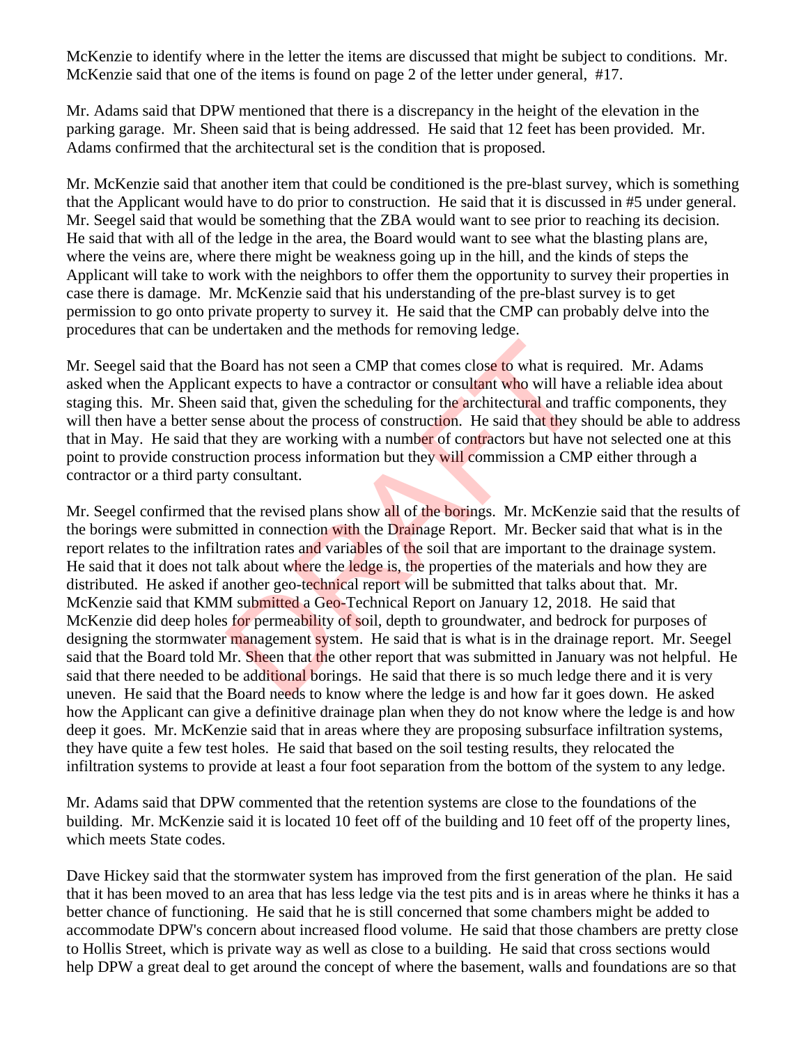McKenzie to identify where in the letter the items are discussed that might be subject to conditions. Mr. McKenzie said that one of the items is found on page 2 of the letter under general, #17.

Mr. Adams said that DPW mentioned that there is a discrepancy in the height of the elevation in the parking garage. Mr. Sheen said that is being addressed. He said that 12 feet has been provided. Mr. Adams confirmed that the architectural set is the condition that is proposed.

Mr. McKenzie said that another item that could be conditioned is the pre-blast survey, which is something that the Applicant would have to do prior to construction. He said that it is discussed in #5 under general. Mr. Seegel said that would be something that the ZBA would want to see prior to reaching its decision. He said that with all of the ledge in the area, the Board would want to see what the blasting plans are, where the veins are, where there might be weakness going up in the hill, and the kinds of steps the Applicant will take to work with the neighbors to offer them the opportunity to survey their properties in case there is damage. Mr. McKenzie said that his understanding of the pre-blast survey is to get permission to go onto private property to survey it. He said that the CMP can probably delve into the procedures that can be undertaken and the methods for removing ledge.

Mr. Seegel said that the Board has not seen a CMP that comes close to what is required. Mr. Adams asked when the Applicant expects to have a contractor or consultant who will have a reliable idea about staging this. Mr. Sheen said that, given the scheduling for the architectural and traffic components, they will then have a better sense about the process of construction. He said that they should be able to address that in May. He said that they are working with a number of contractors but have not selected one at this point to provide construction process information but they will commission a CMP either through a contractor or a third party consultant.

Mr. Seegel confirmed that the revised plans show all of the borings. Mr. McKenzie said that the results of the borings were submitted in connection with the Drainage Report. Mr. Becker said that what is in the report relates to the infiltration rates and variables of the soil that are important to the drainage system. He said that it does not talk about where the ledge is, the properties of the materials and how they are distributed. He asked if another geo-technical report will be submitted that talks about that. Mr. McKenzie said that KMM submitted a Geo-Technical Report on January 12, 2018. He said that McKenzie did deep holes for permeability of soil, depth to groundwater, and bedrock for purposes of designing the stormwater management system. He said that is what is in the drainage report. Mr. Seegel said that the Board told Mr. Sheen that the other report that was submitted in January was not helpful. He said that there needed to be additional borings. He said that there is so much ledge there and it is very uneven. He said that the Board needs to know where the ledge is and how far it goes down. He asked how the Applicant can give a definitive drainage plan when they do not know where the ledge is and how deep it goes. Mr. McKenzie said that in areas where they are proposing subsurface infiltration systems, they have quite a few test holes. He said that based on the soil testing results, they relocated the infiltration systems to provide at least a four foot separation from the bottom of the system to any ledge.

Mr. Adams said that DPW commented that the retention systems are close to the foundations of the building. Mr. McKenzie said it is located 10 feet off of the building and 10 feet off of the property lines, which meets State codes.

Dave Hickey said that the stormwater system has improved from the first generation of the plan. He said that it has been moved to an area that has less ledge via the test pits and is in areas where he thinks it has a better chance of functioning. He said that he is still concerned that some chambers might be added to accommodate DPW's concern about increased flood volume. He said that those chambers are pretty close to Hollis Street, which is private way as well as close to a building. He said that cross sections would help DPW a great deal to get around the concept of where the basement, walls and foundations are so that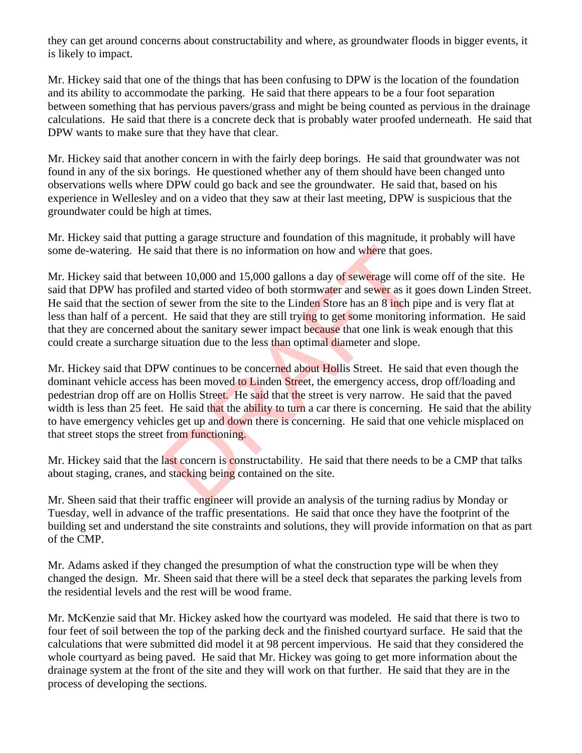they can get around concerns about constructability and where, as groundwater floods in bigger events, it is likely to impact.

Mr. Hickey said that one of the things that has been confusing to DPW is the location of the foundation and its ability to accommodate the parking. He said that there appears to be a four foot separation between something that has pervious pavers/grass and might be being counted as pervious in the drainage calculations. He said that there is a concrete deck that is probably water proofed underneath. He said that DPW wants to make sure that they have that clear.

Mr. Hickey said that another concern in with the fairly deep borings. He said that groundwater was not found in any of the six borings. He questioned whether any of them should have been changed unto observations wells where DPW could go back and see the groundwater. He said that, based on his experience in Wellesley and on a video that they saw at their last meeting, DPW is suspicious that the groundwater could be high at times.

Mr. Hickey said that putting a garage structure and foundation of this magnitude, it probably will have some de-watering. He said that there is no information on how and where that goes.

Mr. Hickey said that between 10,000 and 15,000 gallons a day of sewerage will come off of the site. He said that DPW has profiled and started video of both stormwater and sewer as it goes down Linden Street. He said that the section of sewer from the site to the Linden Store has an 8 inch pipe and is very flat at less than half of a percent. He said that they are still trying to get some monitoring information. He said that they are concerned about the sanitary sewer impact because that one link is weak enough that this could create a surcharge situation due to the less than optimal diameter and slope.

Mr. Hickey said that DPW continues to be concerned about Hollis Street. He said that even though the dominant vehicle access has been moved to Linden Street, the emergency access, drop off/loading and pedestrian drop off are on Hollis Street. He said that the street is very narrow. He said that the paved width is less than 25 feet. He said that the ability to turn a car there is concerning. He said that the ability to have emergency vehicles get up and down there is concerning. He said that one vehicle misplaced on that street stops the street from functioning.

Mr. Hickey said that the last concern is constructability. He said that there needs to be a CMP that talks about staging, cranes, and stacking being contained on the site.

Mr. Sheen said that their traffic engineer will provide an analysis of the turning radius by Monday or Tuesday, well in advance of the traffic presentations. He said that once they have the footprint of the building set and understand the site constraints and solutions, they will provide information on that as part of the CMP.

Mr. Adams asked if they changed the presumption of what the construction type will be when they changed the design. Mr. Sheen said that there will be a steel deck that separates the parking levels from the residential levels and the rest will be wood frame.

Mr. McKenzie said that Mr. Hickey asked how the courtyard was modeled. He said that there is two to four feet of soil between the top of the parking deck and the finished courtyard surface. He said that the calculations that were submitted did model it at 98 percent impervious. He said that they considered the whole courtyard as being paved. He said that Mr. Hickey was going to get more information about the drainage system at the front of the site and they will work on that further. He said that they are in the process of developing the sections.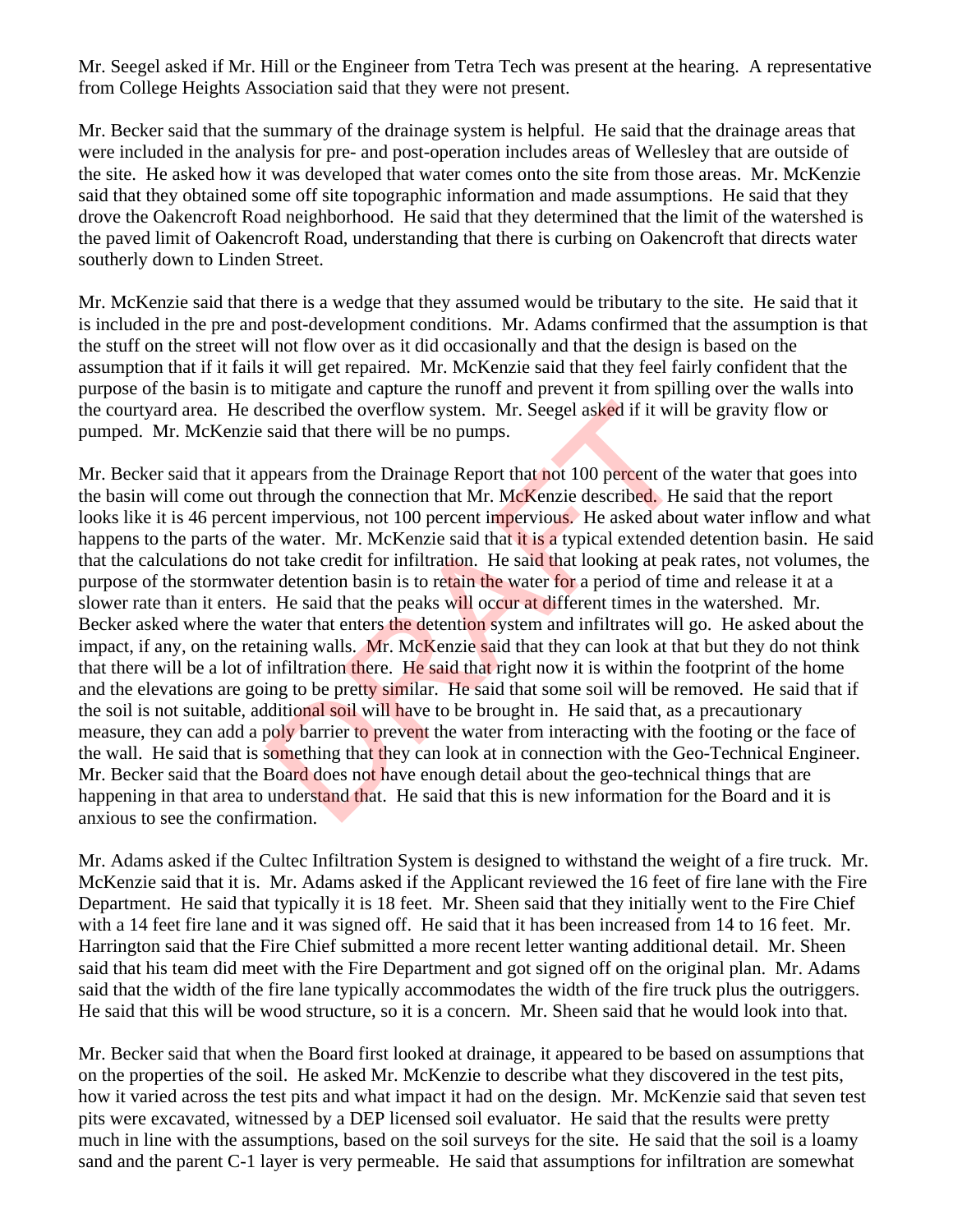Mr. Seegel asked if Mr. Hill or the Engineer from Tetra Tech was present at the hearing. A representative from College Heights Association said that they were not present.

Mr. Becker said that the summary of the drainage system is helpful. He said that the drainage areas that were included in the analysis for pre- and post-operation includes areas of Wellesley that are outside of the site. He asked how it was developed that water comes onto the site from those areas. Mr. McKenzie said that they obtained some off site topographic information and made assumptions. He said that they drove the Oakencroft Road neighborhood. He said that they determined that the limit of the watershed is the paved limit of Oakencroft Road, understanding that there is curbing on Oakencroft that directs water southerly down to Linden Street.

Mr. McKenzie said that there is a wedge that they assumed would be tributary to the site. He said that it is included in the pre and post-development conditions. Mr. Adams confirmed that the assumption is that the stuff on the street will not flow over as it did occasionally and that the design is based on the assumption that if it fails it will get repaired. Mr. McKenzie said that they feel fairly confident that the purpose of the basin is to mitigate and capture the runoff and prevent it from spilling over the walls into the courtyard area. He described the overflow system. Mr. Seegel asked if it will be gravity flow or pumped. Mr. McKenzie said that there will be no pumps.

Mr. Becker said that it appears from the Drainage Report that not 100 percent of the water that goes into the basin will come out through the connection that Mr. McKenzie described. He said that the report looks like it is 46 percent impervious, not 100 percent impervious. He asked about water inflow and what happens to the parts of the water. Mr. McKenzie said that it is a typical extended detention basin. He said that the calculations do not take credit for infiltration. He said that looking at peak rates, not volumes, the purpose of the stormwater detention basin is to retain the water for a period of time and release it at a slower rate than it enters. He said that the peaks will occur at different times in the watershed. Mr. Becker asked where the water that enters the detention system and infiltrates will go. He asked about the impact, if any, on the retaining walls. Mr. McKenzie said that they can look at that but they do not think that there will be a lot of infiltration there. He said that right now it is within the footprint of the home and the elevations are going to be pretty similar. He said that some soil will be removed. He said that if the soil is not suitable, additional soil will have to be brought in. He said that, as a precautionary measure, they can add a poly barrier to prevent the water from interacting with the footing or the face of the wall. He said that is something that they can look at in connection with the Geo-Technical Engineer. Mr. Becker said that the Board does not have enough detail about the geo-technical things that are happening in that area to understand that. He said that this is new information for the Board and it is anxious to see the confirmation.

Mr. Adams asked if the Cultec Infiltration System is designed to withstand the weight of a fire truck. Mr. McKenzie said that it is. Mr. Adams asked if the Applicant reviewed the 16 feet of fire lane with the Fire Department. He said that typically it is 18 feet. Mr. Sheen said that they initially went to the Fire Chief with a 14 feet fire lane and it was signed off. He said that it has been increased from 14 to 16 feet. Mr. Harrington said that the Fire Chief submitted a more recent letter wanting additional detail. Mr. Sheen said that his team did meet with the Fire Department and got signed off on the original plan. Mr. Adams said that the width of the fire lane typically accommodates the width of the fire truck plus the outriggers. He said that this will be wood structure, so it is a concern. Mr. Sheen said that he would look into that.

Mr. Becker said that when the Board first looked at drainage, it appeared to be based on assumptions that on the properties of the soil. He asked Mr. McKenzie to describe what they discovered in the test pits, how it varied across the test pits and what impact it had on the design. Mr. McKenzie said that seven test pits were excavated, witnessed by a DEP licensed soil evaluator. He said that the results were pretty much in line with the assumptions, based on the soil surveys for the site. He said that the soil is a loamy sand and the parent C-1 layer is very permeable. He said that assumptions for infiltration are somewhat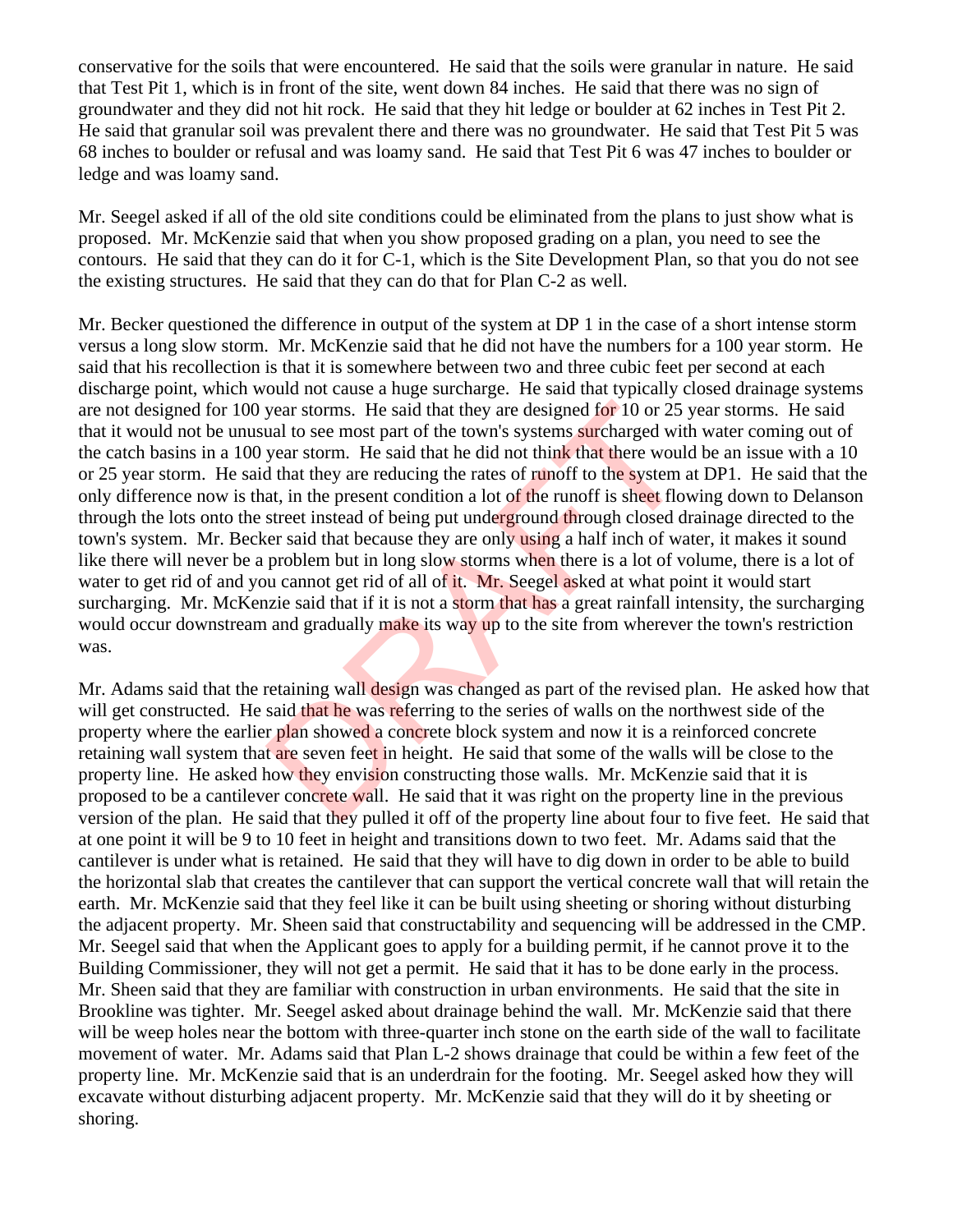conservative for the soils that were encountered. He said that the soils were granular in nature. He said that Test Pit 1, which is in front of the site, went down 84 inches. He said that there was no sign of groundwater and they did not hit rock. He said that they hit ledge or boulder at 62 inches in Test Pit 2. He said that granular soil was prevalent there and there was no groundwater. He said that Test Pit 5 was 68 inches to boulder or refusal and was loamy sand. He said that Test Pit 6 was 47 inches to boulder or ledge and was loamy sand.

Mr. Seegel asked if all of the old site conditions could be eliminated from the plans to just show what is proposed. Mr. McKenzie said that when you show proposed grading on a plan, you need to see the contours. He said that they can do it for C-1, which is the Site Development Plan, so that you do not see the existing structures. He said that they can do that for Plan C-2 as well.

Mr. Becker questioned the difference in output of the system at DP 1 in the case of a short intense storm versus a long slow storm. Mr. McKenzie said that he did not have the numbers for a 100 year storm. He said that his recollection is that it is somewhere between two and three cubic feet per second at each discharge point, which would not cause a huge surcharge. He said that typically closed drainage systems are not designed for 100 year storms. He said that they are designed for 10 or 25 year storms. He said that it would not be unusual to see most part of the town's systems surcharged with water coming out of the catch basins in a 100 year storm. He said that he did not think that there would be an issue with a 10 or 25 year storm. He said that they are reducing the rates of runoff to the system at DP1. He said that the only difference now is that, in the present condition a lot of the runoff is sheet flowing down to Delanson through the lots onto the street instead of being put underground through closed drainage directed to the town's system. Mr. Becker said that because they are only using a half inch of water, it makes it sound like there will never be a problem but in long slow storms when there is a lot of volume, there is a lot of water to get rid of and you cannot get rid of all of it. Mr. Seegel asked at what point it would start surcharging. Mr. McKenzie said that if it is not a storm that has a great rainfall intensity, the surcharging would occur downstream and gradually make its way up to the site from wherever the town's restriction was.

Mr. Adams said that the retaining wall design was changed as part of the revised plan. He asked how that will get constructed. He said that he was referring to the series of walls on the northwest side of the property where the earlier plan showed a concrete block system and now it is a reinforced concrete retaining wall system that are seven feet in height. He said that some of the walls will be close to the property line. He asked how they envision constructing those walls. Mr. McKenzie said that it is proposed to be a cantilever concrete wall. He said that it was right on the property line in the previous version of the plan. He said that they pulled it off of the property line about four to five feet. He said that at one point it will be 9 to 10 feet in height and transitions down to two feet. Mr. Adams said that the cantilever is under what is retained. He said that they will have to dig down in order to be able to build the horizontal slab that creates the cantilever that can support the vertical concrete wall that will retain the earth. Mr. McKenzie said that they feel like it can be built using sheeting or shoring without disturbing the adjacent property. Mr. Sheen said that constructability and sequencing will be addressed in the CMP. Mr. Seegel said that when the Applicant goes to apply for a building permit, if he cannot prove it to the Building Commissioner, they will not get a permit. He said that it has to be done early in the process. Mr. Sheen said that they are familiar with construction in urban environments. He said that the site in Brookline was tighter. Mr. Seegel asked about drainage behind the wall. Mr. McKenzie said that there will be weep holes near the bottom with three-quarter inch stone on the earth side of the wall to facilitate movement of water. Mr. Adams said that Plan L-2 shows drainage that could be within a few feet of the property line. Mr. McKenzie said that is an underdrain for the footing. Mr. Seegel asked how they will excavate without disturbing adjacent property. Mr. McKenzie said that they will do it by sheeting or shoring.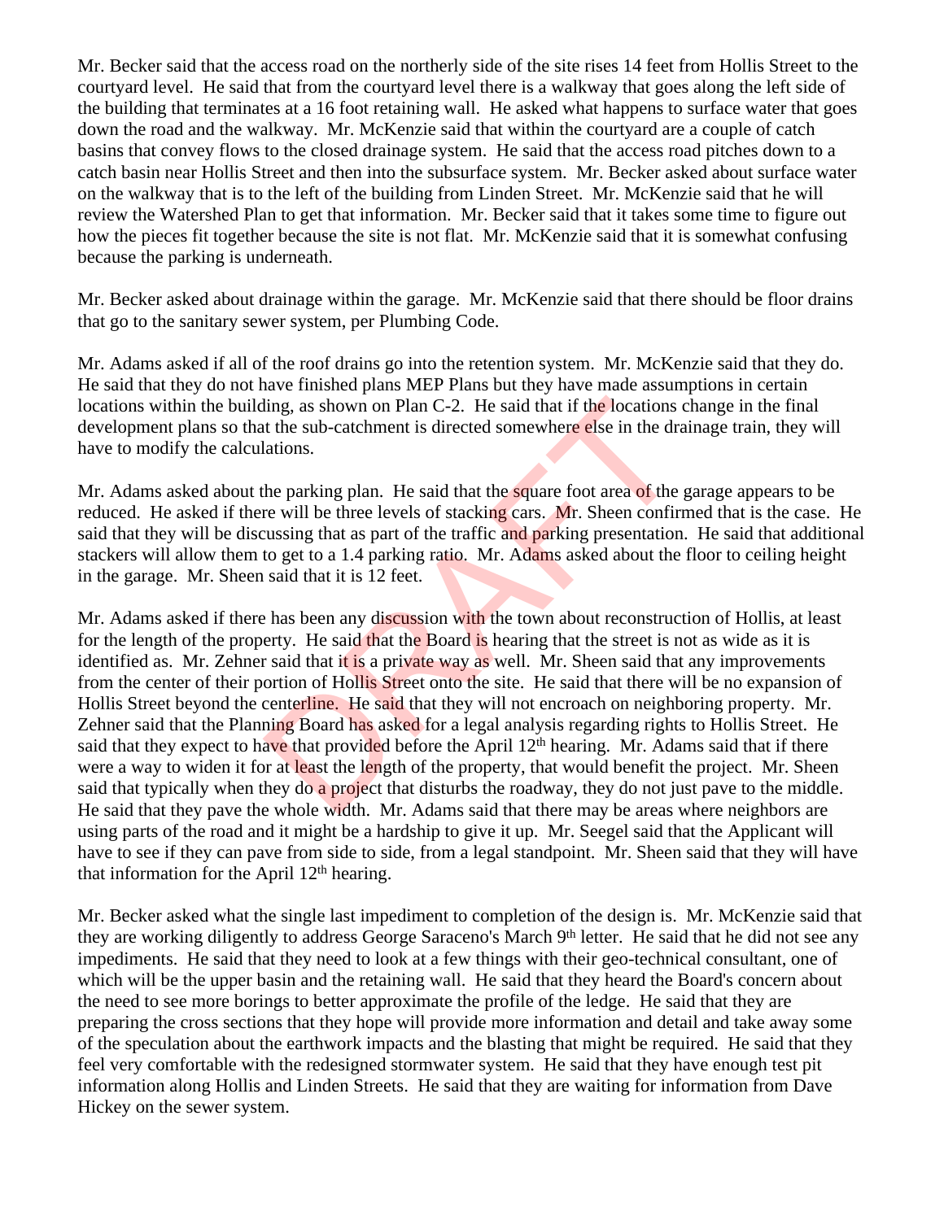Mr. Becker said that the access road on the northerly side of the site rises 14 feet from Hollis Street to the courtyard level. He said that from the courtyard level there is a walkway that goes along the left side of the building that terminates at a 16 foot retaining wall. He asked what happens to surface water that goes down the road and the walkway. Mr. McKenzie said that within the courtyard are a couple of catch basins that convey flows to the closed drainage system. He said that the access road pitches down to a catch basin near Hollis Street and then into the subsurface system. Mr. Becker asked about surface water on the walkway that is to the left of the building from Linden Street. Mr. McKenzie said that he will review the Watershed Plan to get that information. Mr. Becker said that it takes some time to figure out how the pieces fit together because the site is not flat. Mr. McKenzie said that it is somewhat confusing because the parking is underneath.

Mr. Becker asked about drainage within the garage. Mr. McKenzie said that there should be floor drains that go to the sanitary sewer system, per Plumbing Code.

Mr. Adams asked if all of the roof drains go into the retention system. Mr. McKenzie said that they do. He said that they do not have finished plans MEP Plans but they have made assumptions in certain locations within the building, as shown on Plan C-2. He said that if the locations change in the final development plans so that the sub-catchment is directed somewhere else in the drainage train, they will have to modify the calculations.

Mr. Adams asked about the parking plan. He said that the square foot area of the garage appears to be reduced. He asked if there will be three levels of stacking cars. Mr. Sheen confirmed that is the case. He said that they will be discussing that as part of the traffic and parking presentation. He said that additional stackers will allow them to get to a 1.4 parking ratio. Mr. Adams asked about the floor to ceiling height in the garage. Mr. Sheen said that it is 12 feet.

Mr. Adams asked if there has been any discussion with the town about reconstruction of Hollis, at least for the length of the property. He said that the Board is hearing that the street is not as wide as it is identified as. Mr. Zehner said that it is a private way as well. Mr. Sheen said that any improvements from the center of their portion of Hollis Street onto the site. He said that there will be no expansion of Hollis Street beyond the centerline. He said that they will not encroach on neighboring property. Mr. Zehner said that the Planning Board has asked for a legal analysis regarding rights to Hollis Street. He said that they expect to have that provided before the April 12th hearing. Mr. Adams said that if there were a way to widen it for at least the length of the property, that would benefit the project. Mr. Sheen said that typically when they do a project that disturbs the roadway, they do not just pave to the middle. He said that they pave the whole width. Mr. Adams said that there may be areas where neighbors are using parts of the road and it might be a hardship to give it up. Mr. Seegel said that the Applicant will have to see if they can pave from side to side, from a legal standpoint. Mr. Sheen said that they will have that information for the April 12th hearing.

Mr. Becker asked what the single last impediment to completion of the design is. Mr. McKenzie said that they are working diligently to address George Saraceno's March 9th letter. He said that he did not see any impediments. He said that they need to look at a few things with their geo-technical consultant, one of which will be the upper basin and the retaining wall. He said that they heard the Board's concern about the need to see more borings to better approximate the profile of the ledge. He said that they are preparing the cross sections that they hope will provide more information and detail and take away some of the speculation about the earthwork impacts and the blasting that might be required. He said that they feel very comfortable with the redesigned stormwater system. He said that they have enough test pit information along Hollis and Linden Streets. He said that they are waiting for information from Dave Hickey on the sewer system.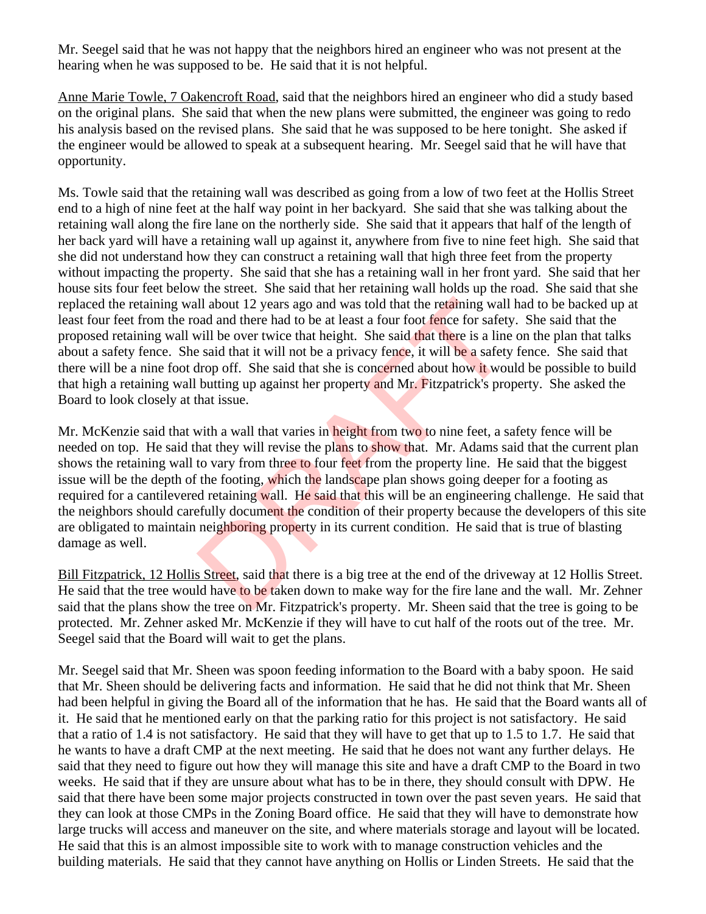Mr. Seegel said that he was not happy that the neighbors hired an engineer who was not present at the hearing when he was supposed to be. He said that it is not helpful.

Anne Marie Towle, 7 Oakencroft Road, said that the neighbors hired an engineer who did a study based on the original plans. She said that when the new plans were submitted, the engineer was going to redo his analysis based on the revised plans. She said that he was supposed to be here tonight. She asked if the engineer would be allowed to speak at a subsequent hearing. Mr. Seegel said that he will have that opportunity.

Ms. Towle said that the retaining wall was described as going from a low of two feet at the Hollis Street end to a high of nine feet at the half way point in her backyard. She said that she was talking about the retaining wall along the fire lane on the northerly side. She said that it appears that half of the length of her back yard will have a retaining wall up against it, anywhere from five to nine feet high. She said that she did not understand how they can construct a retaining wall that high three feet from the property without impacting the property. She said that she has a retaining wall in her front yard. She said that her house sits four feet below the street. She said that her retaining wall holds up the road. She said that she replaced the retaining wall about 12 years ago and was told that the retaining wall had to be backed up at least four feet from the road and there had to be at least a four foot fence for safety. She said that the proposed retaining wall will be over twice that height. She said that there is a line on the plan that talks about a safety fence. She said that it will not be a privacy fence, it will be a safety fence. She said that there will be a nine foot drop off. She said that she is concerned about how it would be possible to build that high a retaining wall butting up against her property and Mr. Fitzpatrick's property. She asked the Board to look closely at that issue.

Mr. McKenzie said that with a wall that varies in height from two to nine feet, a safety fence will be needed on top. He said that they will revise the plans to show that. Mr. Adams said that the current plan shows the retaining wall to vary from three to four feet from the property line. He said that the biggest issue will be the depth of the footing, which the landscape plan shows going deeper for a footing as required for a cantilevered retaining wall. He said that this will be an engineering challenge. He said that the neighbors should carefully document the condition of their property because the developers of this site are obligated to maintain neighboring property in its current condition. He said that is true of blasting damage as well.

Bill Fitzpatrick, 12 Hollis Street, said that there is a big tree at the end of the driveway at 12 Hollis Street. He said that the tree would have to be taken down to make way for the fire lane and the wall. Mr. Zehner said that the plans show the tree on Mr. Fitzpatrick's property. Mr. Sheen said that the tree is going to be protected. Mr. Zehner asked Mr. McKenzie if they will have to cut half of the roots out of the tree. Mr. Seegel said that the Board will wait to get the plans.

Mr. Seegel said that Mr. Sheen was spoon feeding information to the Board with a baby spoon. He said that Mr. Sheen should be delivering facts and information. He said that he did not think that Mr. Sheen had been helpful in giving the Board all of the information that he has. He said that the Board wants all of it. He said that he mentioned early on that the parking ratio for this project is not satisfactory. He said that a ratio of 1.4 is not satisfactory. He said that they will have to get that up to 1.5 to 1.7. He said that he wants to have a draft CMP at the next meeting. He said that he does not want any further delays. He said that they need to figure out how they will manage this site and have a draft CMP to the Board in two weeks. He said that if they are unsure about what has to be in there, they should consult with DPW. He said that there have been some major projects constructed in town over the past seven years. He said that they can look at those CMPs in the Zoning Board office. He said that they will have to demonstrate how large trucks will access and maneuver on the site, and where materials storage and layout will be located. He said that this is an almost impossible site to work with to manage construction vehicles and the building materials. He said that they cannot have anything on Hollis or Linden Streets. He said that the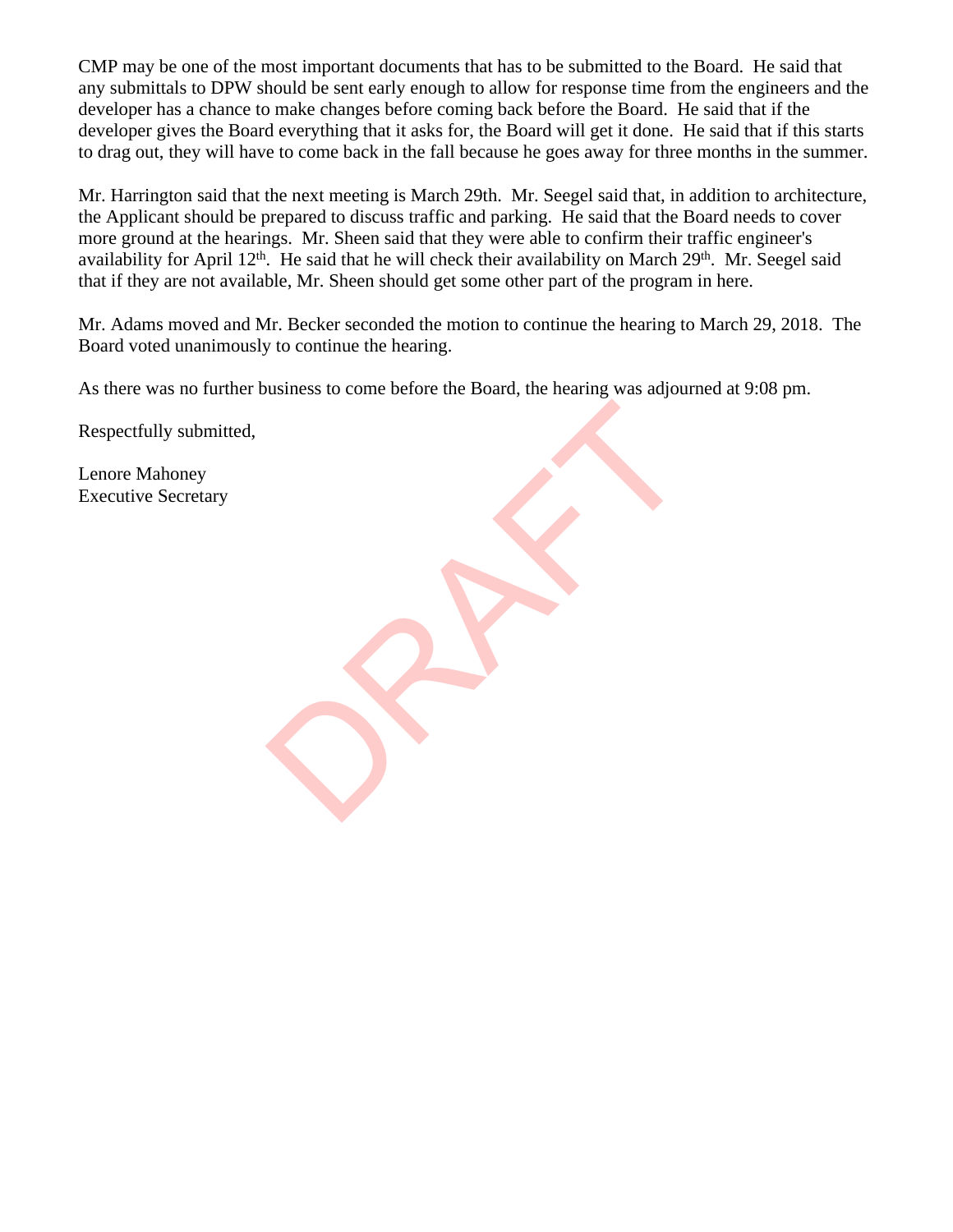CMP may be one of the most important documents that has to be submitted to the Board. He said that any submittals to DPW should be sent early enough to allow for response time from the engineers and the developer has a chance to make changes before coming back before the Board. He said that if the developer gives the Board everything that it asks for, the Board will get it done. He said that if this starts to drag out, they will have to come back in the fall because he goes away for three months in the summer.

Mr. Harrington said that the next meeting is March 29th. Mr. Seegel said that, in addition to architecture, the Applicant should be prepared to discuss traffic and parking. He said that the Board needs to cover more ground at the hearings. Mr. Sheen said that they were able to confirm their traffic engineer's availability for April 12th. He said that he will check their availability on March 29th. Mr. Seegel said that if they are not available, Mr. Sheen should get some other part of the program in here.

Mr. Adams moved and Mr. Becker seconded the motion to continue the hearing to March 29, 2018. The Board voted unanimously to continue the hearing.

As there was no further business to come before the Board, the hearing was adjourned at 9:08 pm.

Respectfully submitted,

Lenore Mahoney
Executive Secretary